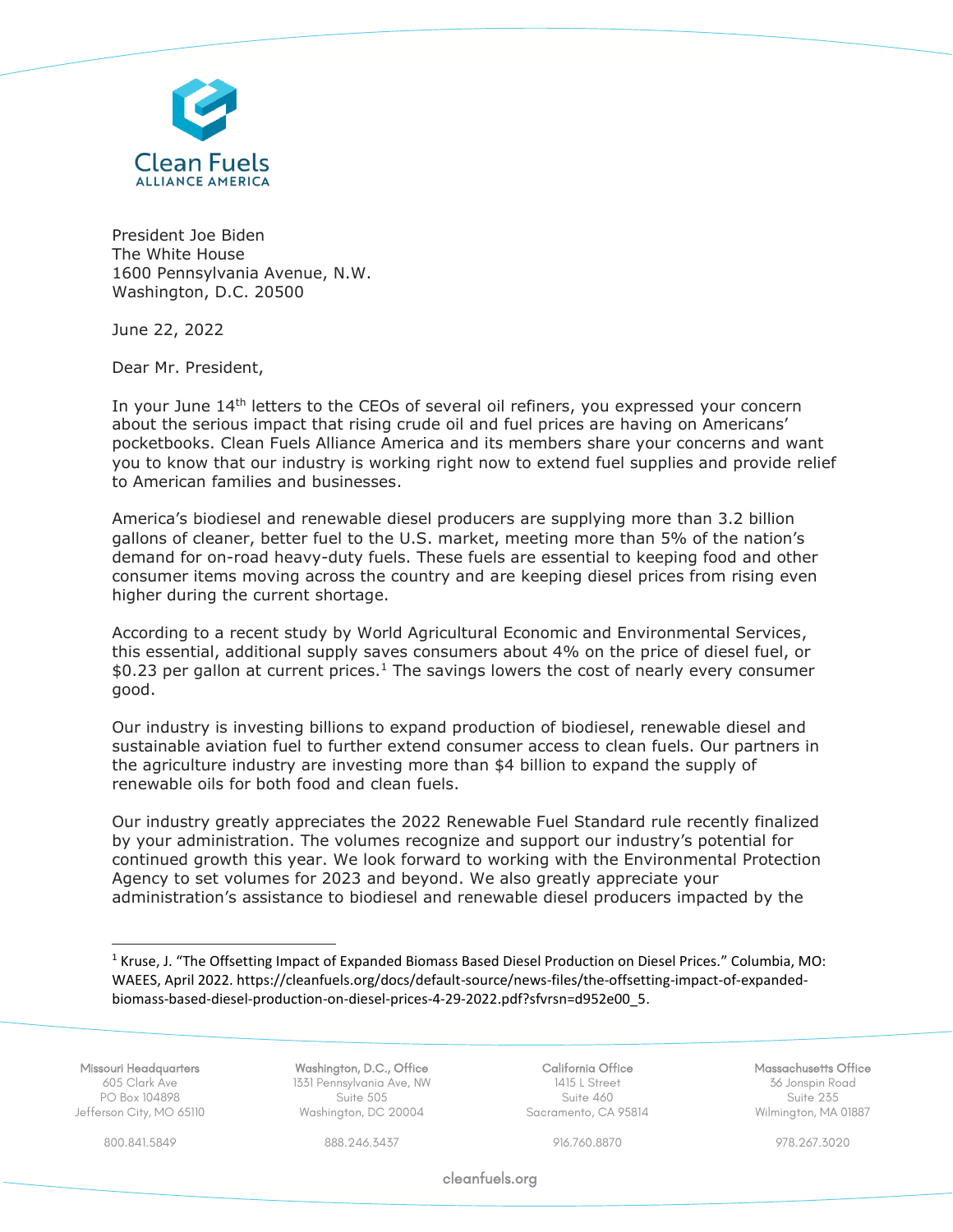Clean Fuels
ALLIANCE AMERICA

President Joe Biden
The White House
1600 Pennsylvania Avenue, N.W.
Washington, D.C. 20500

June 22, 2022

Dear Mr. President,

In your June 14th letters to the CEOs of several oil refiners, you expressed your concern about the serious impact that rising crude oil and fuel prices are having on Americans' pocketbooks. Clean Fuels Alliance America and its members share your concerns and want you to know that our industry is working right now to extend fuel supplies and provide relief to American families and businesses.

America's biodiesel and renewable diesel producers are supplying more than 3.2 billion gallons of cleaner, better fuel to the U.S. market, meeting more than 5% of the nation's demand for on-road heavy-duty fuels. These fuels are essential to keeping food and other consumer items moving across the country and are keeping diesel prices from rising even higher during the current shortage.

According to a recent study by World Agricultural Economic and Environmental Services, this essential, additional supply saves consumers about 4% on the price of diesel fuel, or \$0.23 per gallon at current prices.[1] The savings lowers the cost of nearly every consumer good.

Our industry is investing billions to expand production of biodiesel, renewable diesel and sustainable aviation fuel to further extend consumer access to clean fuels. Our partners in the agriculture industry are investing more than \$4 billion to expand the supply of renewable oils for both food and clean fuels.

Our industry greatly appreciates the 2022 Renewable Fuel Standard rule recently finalized by your administration. The volumes recognize and support our industry's potential for continued growth this year. We look forward to working with the Environmental Protection Agency to set volumes for 2023 and beyond. We also greatly appreciate your administration's assistance to biodiesel and renewable diesel producers impacted by the

---

[1] Kruse, J. "The Offsetting Impact of Expanded Biomass Based Diesel Production on Diesel Prices." Columbia, MO: WAEES, April 2022. https://cleanfuels.org/docs/default-source/news-files/the-offsetting-impact-of-expanded-biomass-based-diesel-production-on-diesel-prices-4-29-2022.pdf?sfvrsn=d952e00_5.

---

Missouri Headquarters
605 Clark Ave
PO Box 104898
Jefferson City, MO 65110
800.841.5849

Washington, D.C., Office
1331 Pennsylvania Ave, NW
Suite 505
Washington, DC 20004
888.246.3437

California Office
1415 L Street
Suite 460
Sacramento, CA 95814
916.760.8870

Massachusetts Office
36 Jonspin Road
Suite 235
Wilmington, MA 01887
978.267.3020

cleanfuels.org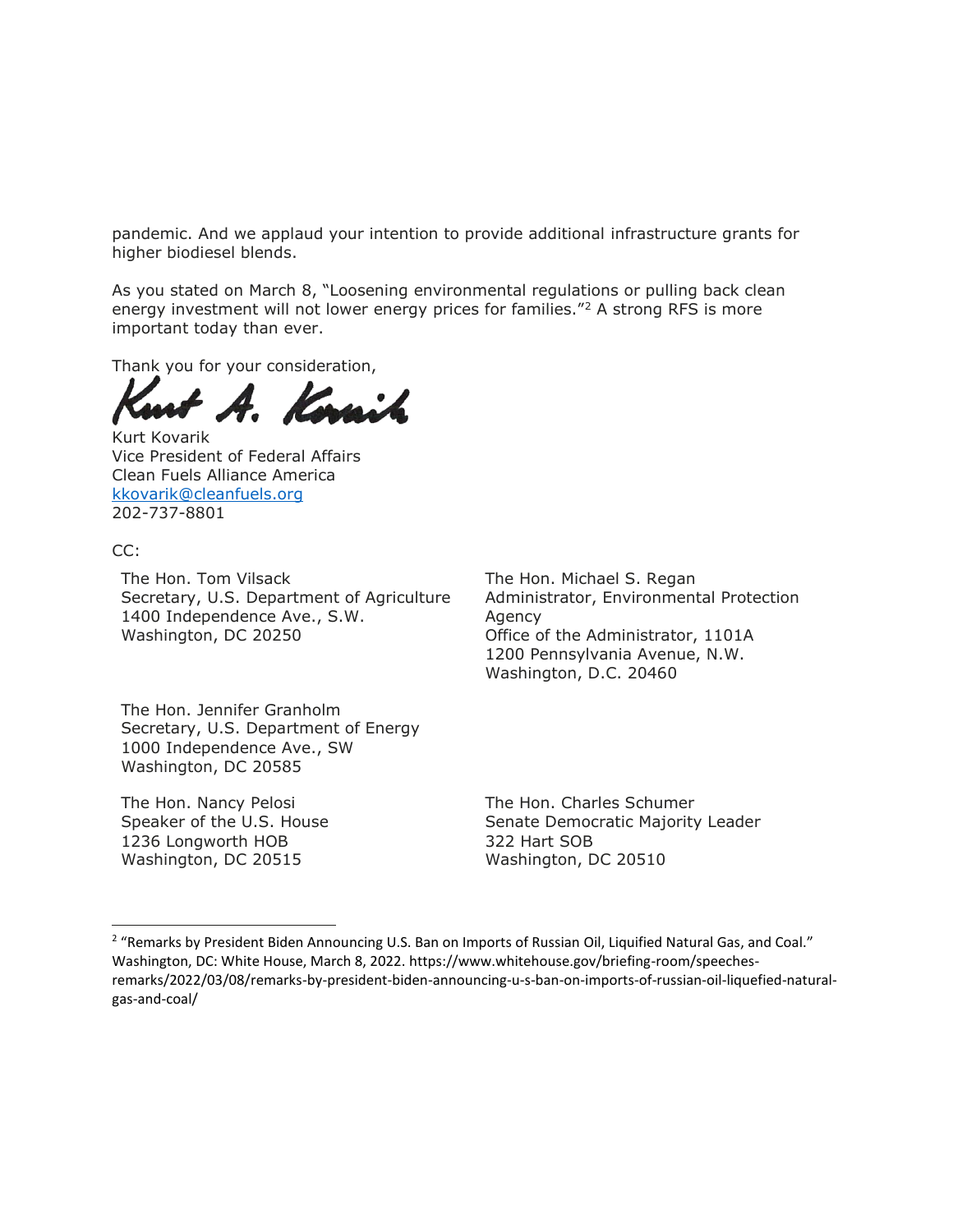pandemic. And we applaud your intention to provide additional infrastructure grants for higher biodiesel blends.

As you stated on March 8, "Loosening environmental regulations or pulling back clean energy investment will not lower energy prices for families."[2] A strong RFS is more important today than ever.

Thank you for your consideration,

Kurt Kovarik
Vice President of Federal Affairs
Clean Fuels Alliance America
kkovarik@cleanfuels.org
202-737-8801

CC:

The Hon. Tom Vilsack
Secretary, U.S. Department of Agriculture
1400 Independence Ave., S.W.
Washington, DC 20250

The Hon. Michael S. Regan
Administrator, Environmental Protection Agency
Office of the Administrator, 1101A
1200 Pennsylvania Avenue, N.W.
Washington, D.C. 20460

The Hon. Jennifer Granholm
Secretary, U.S. Department of Energy
1000 Independence Ave., SW
Washington, DC 20585

The Hon. Nancy Pelosi
Speaker of the U.S. House
1236 Longworth HOB
Washington, DC 20515

The Hon. Charles Schumer
Senate Democratic Majority Leader
322 Hart SOB
Washington, DC 20510

---

[2] "Remarks by President Biden Announcing U.S. Ban on Imports of Russian Oil, Liquified Natural Gas, and Coal." Washington, DC: White House, March 8, 2022. https://www.whitehouse.gov/briefing-room/speeches-remarks/2022/03/08/remarks-by-president-biden-announcing-u-s-ban-on-imports-of-russian-oil-liquefied-natural-gas-and-coal/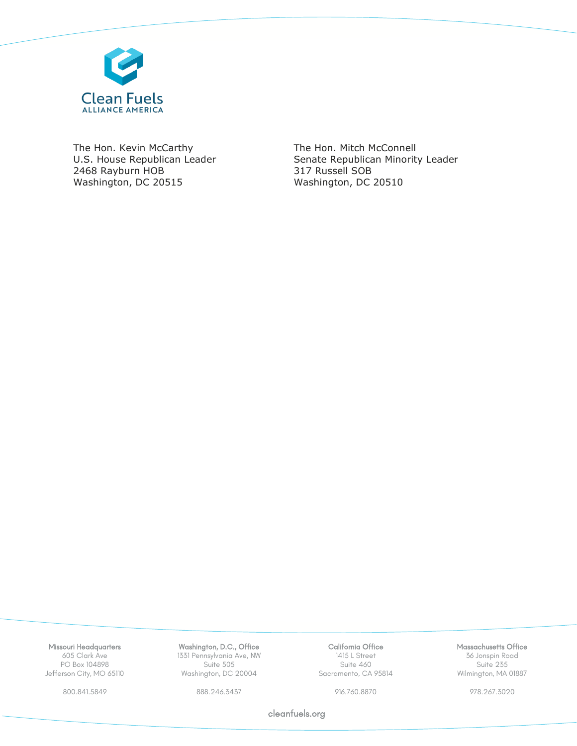Clean Fuels
ALLIANCE AMERICA

The Hon. Kevin McCarthy
U.S. House Republican Leader
2468 Rayburn HOB
Washington, DC 20515

The Hon. Mitch McConnell
Senate Republican Minority Leader
317 Russell SOB
Washington, DC 20510

**Missouri Headquarters**
605 Clark Ave
PO Box 104898
Jefferson City, MO 65110

800.841.5849

**Washington, D.C., Office**
1331 Pennsylvania Ave, NW
Suite 505
Washington, DC 20004

888.246.3437

**California Office**
1415 L Street
Suite 460
Sacramento, CA 95814

916.760.8870

**Massachusetts Office**
36 Jonspin Road
Suite 235
Wilmington, MA 01887

978.267.3020

cleanfuels.org